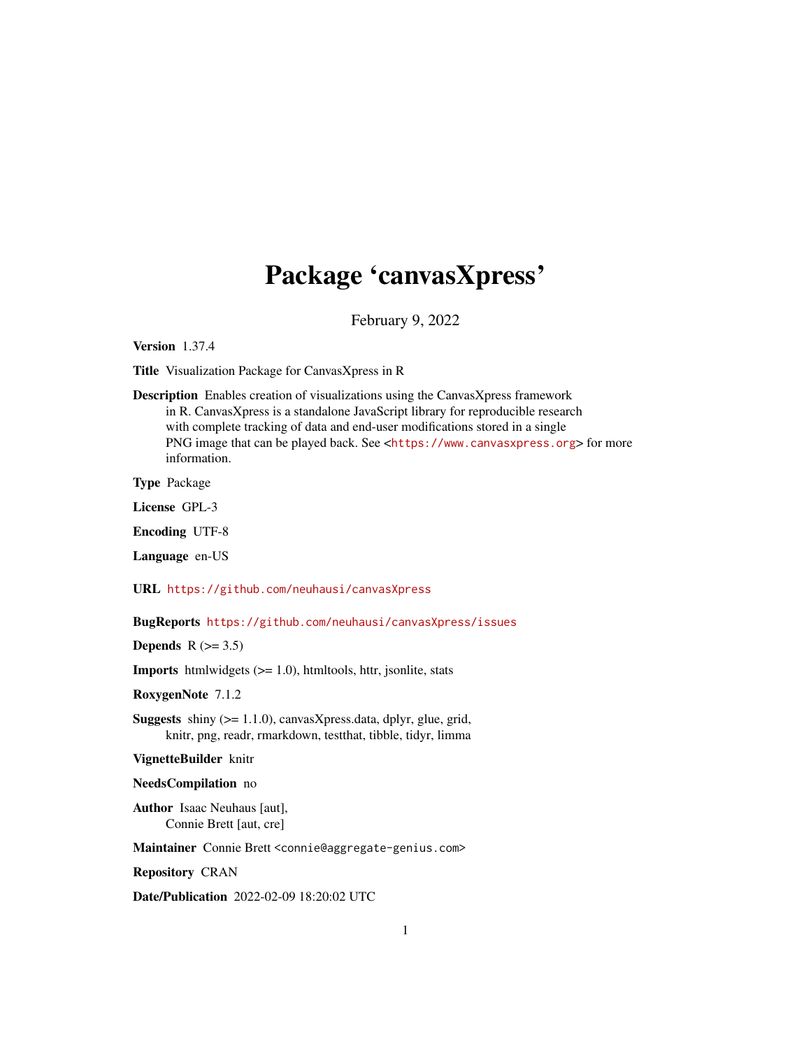# Package 'canvasXpress'

February 9, 2022

**Version** 1.37.4

**Title** Visualization Package for CanvasXpress in R

**Description** Enables creation of visualizations using the CanvasXpress framework in R. CanvasXpress is a standalone JavaScript library for reproducible research with complete tracking of data and end-user modifications stored in a single PNG image that can be played back. See <https://www.canvasxpress.org> for more information.

**Type** Package

**License** GPL-3

**Encoding** UTF-8

**Language** en-US

**URL** https://github.com/neuhausi/canvasXpress

**BugReports** https://github.com/neuhausi/canvasXpress/issues

**Depends** R (>= 3.5)

**Imports** htmlwidgets (>= 1.0), htmltools, httr, jsonlite, stats

**RoxygenNote** 7.1.2

**Suggests** shiny (>= 1.1.0), canvasXpress.data, dplyr, glue, grid, knitr, png, readr, rmarkdown, testthat, tibble, tidyr, limma

**VignetteBuilder** knitr

**NeedsCompilation** no

**Author** Isaac Neuhaus [aut], Connie Brett [aut, cre]

**Maintainer** Connie Brett <connie@aggregate-genius.com>

**Repository** CRAN

**Date/Publication** 2022-02-09 18:20:02 UTC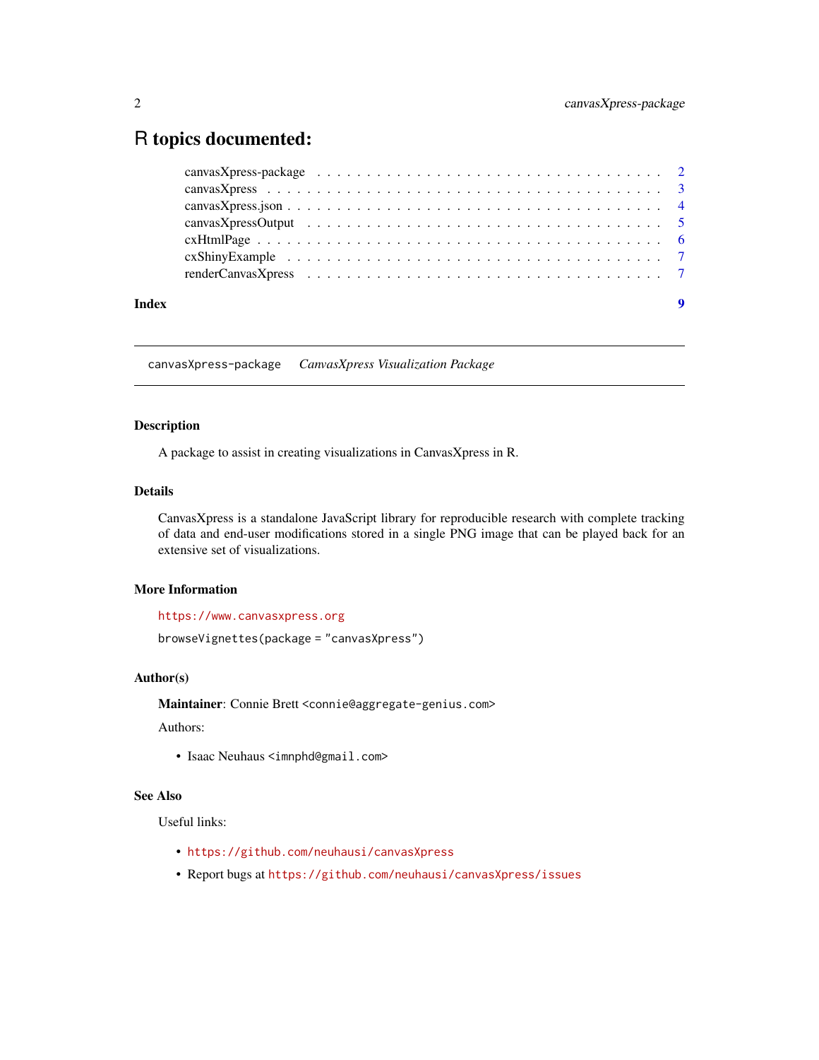# R topics documented:

canvasXpress-package . . . . . . . . . . . . . . . . . . . . . . . . . . . . . . . . . 2
canvasXpress . . . . . . . . . . . . . . . . . . . . . . . . . . . . . . . . . . . . . . 3
canvasXpress.json . . . . . . . . . . . . . . . . . . . . . . . . . . . . . . . . . . . 4
canvasXpressOutput . . . . . . . . . . . . . . . . . . . . . . . . . . . . . . . . . . 5
cxHtmlPage . . . . . . . . . . . . . . . . . . . . . . . . . . . . . . . . . . . . . . . 6
cxShinyExample . . . . . . . . . . . . . . . . . . . . . . . . . . . . . . . . . . . . . 7
renderCanvasXpress . . . . . . . . . . . . . . . . . . . . . . . . . . . . . . . . . . 7

**Index** **9**

---

## canvasXpress-package — *CanvasXpress Visualization Package*

### Description

A package to assist in creating visualizations in CanvasXpress in R.

### Details

CanvasXpress is a standalone JavaScript library for reproducible research with complete tracking of data and end-user modifications stored in a single PNG image that can be played back for an extensive set of visualizations.

### More Information

https://www.canvasxpress.org

`browseVignettes(package = "canvasXpress")`

### Author(s)

**Maintainer**: Connie Brett <connie@aggregate-genius.com>

Authors:

- Isaac Neuhaus <imnphd@gmail.com>

### See Also

Useful links:

- https://github.com/neuhausi/canvasXpress
- Report bugs at https://github.com/neuhausi/canvasXpress/issues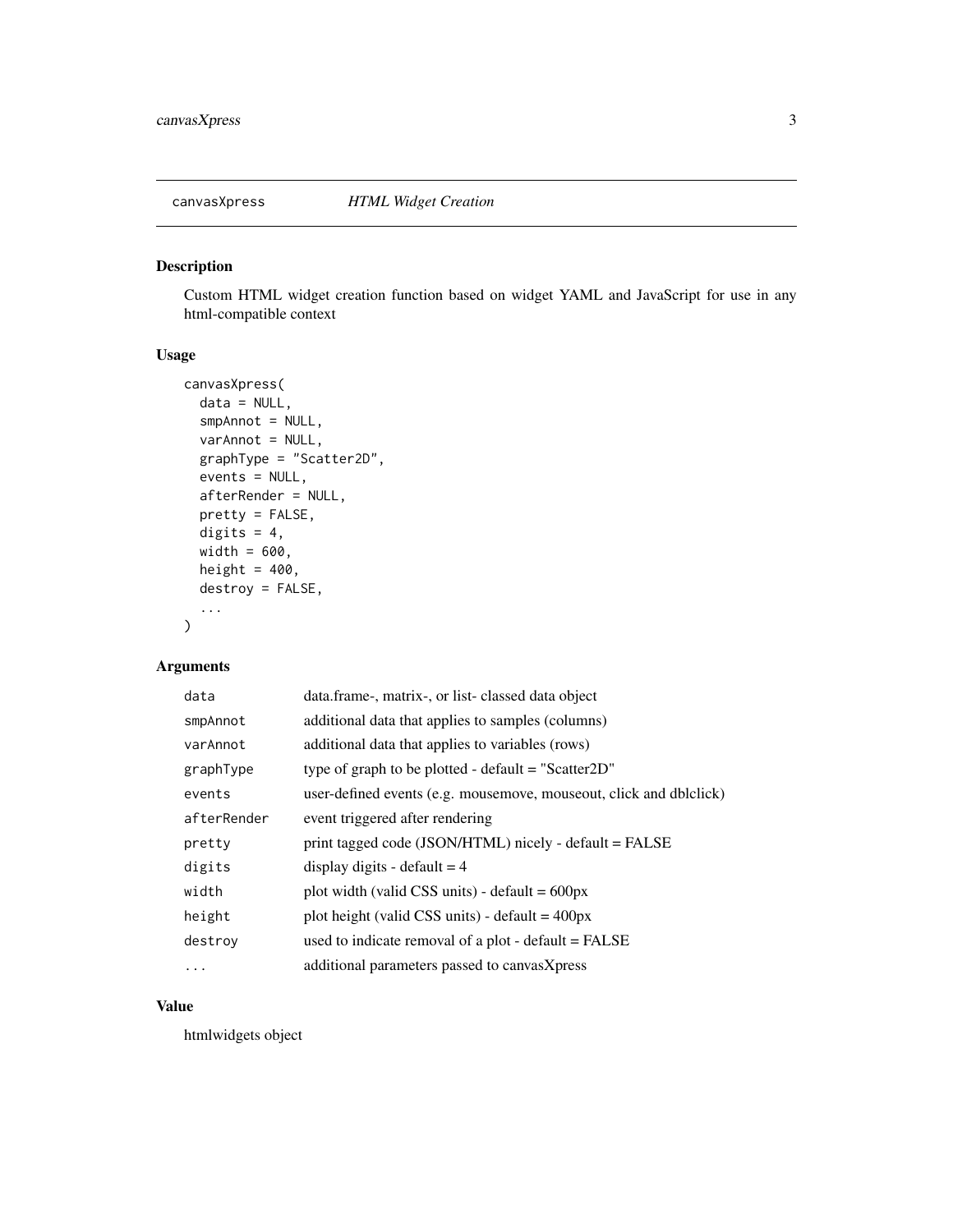## canvasXpress *HTML Widget Creation*

### Description

Custom HTML widget creation function based on widget YAML and JavaScript for use in any html-compatible context

### Usage

```
canvasXpress(
  data = NULL,
  smpAnnot = NULL,
  varAnnot = NULL,
  graphType = "Scatter2D",
  events = NULL,
  afterRender = NULL,
  pretty = FALSE,
  digits = 4,
  width = 600,
  height = 400,
  destroy = FALSE,
  ...
)
```

### Arguments

| | |
|---|---|
| `data` | data.frame-, matrix-, or list- classed data object |
| `smpAnnot` | additional data that applies to samples (columns) |
| `varAnnot` | additional data that applies to variables (rows) |
| `graphType` | type of graph to be plotted - default = "Scatter2D" |
| `events` | user-defined events (e.g. mousemove, mouseout, click and dblclick) |
| `afterRender` | event triggered after rendering |
| `pretty` | print tagged code (JSON/HTML) nicely - default = FALSE |
| `digits` | display digits - default = 4 |
| `width` | plot width (valid CSS units) - default = 600px |
| `height` | plot height (valid CSS units) - default = 400px |
| `destroy` | used to indicate removal of a plot - default = FALSE |
| `...` | additional parameters passed to canvasXpress |

### Value

htmlwidgets object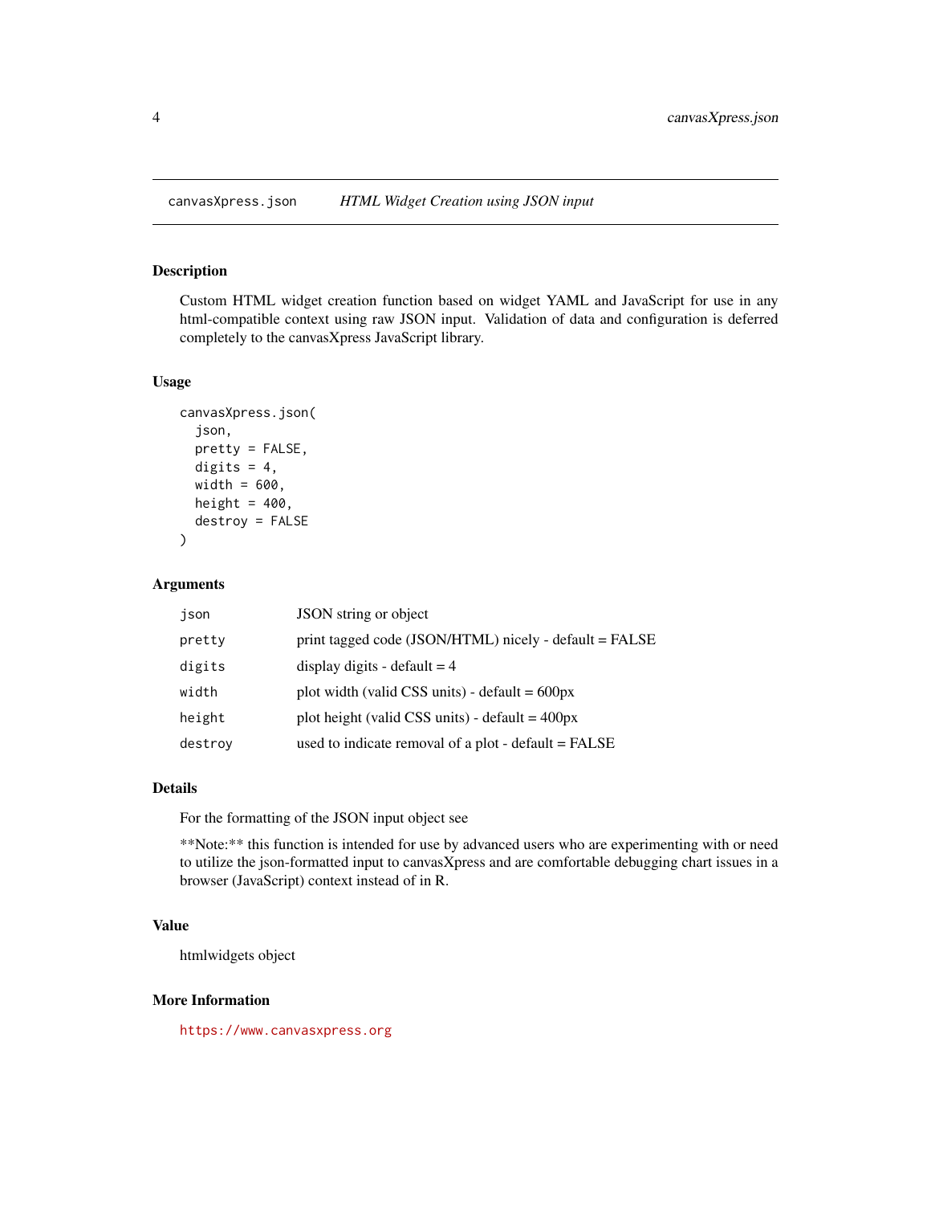## canvasXpress.json — *HTML Widget Creation using JSON input*

### Description

Custom HTML widget creation function based on widget YAML and JavaScript for use in any html-compatible context using raw JSON input. Validation of data and configuration is deferred completely to the canvasXpress JavaScript library.

### Usage

```
canvasXpress.json(
  json,
  pretty = FALSE,
  digits = 4,
  width = 600,
  height = 400,
  destroy = FALSE
)
```

### Arguments

| | |
|---|---|
| `json` | JSON string or object |
| `pretty` | print tagged code (JSON/HTML) nicely - default = FALSE |
| `digits` | display digits - default = 4 |
| `width` | plot width (valid CSS units) - default = 600px |
| `height` | plot height (valid CSS units) - default = 400px |
| `destroy` | used to indicate removal of a plot - default = FALSE |

### Details

For the formatting of the JSON input object see

**Note:** this function is intended for use by advanced users who are experimenting with or need to utilize the json-formatted input to canvasXpress and are comfortable debugging chart issues in a browser (JavaScript) context instead of in R.

### Value

htmlwidgets object

### More Information

https://www.canvasxpress.org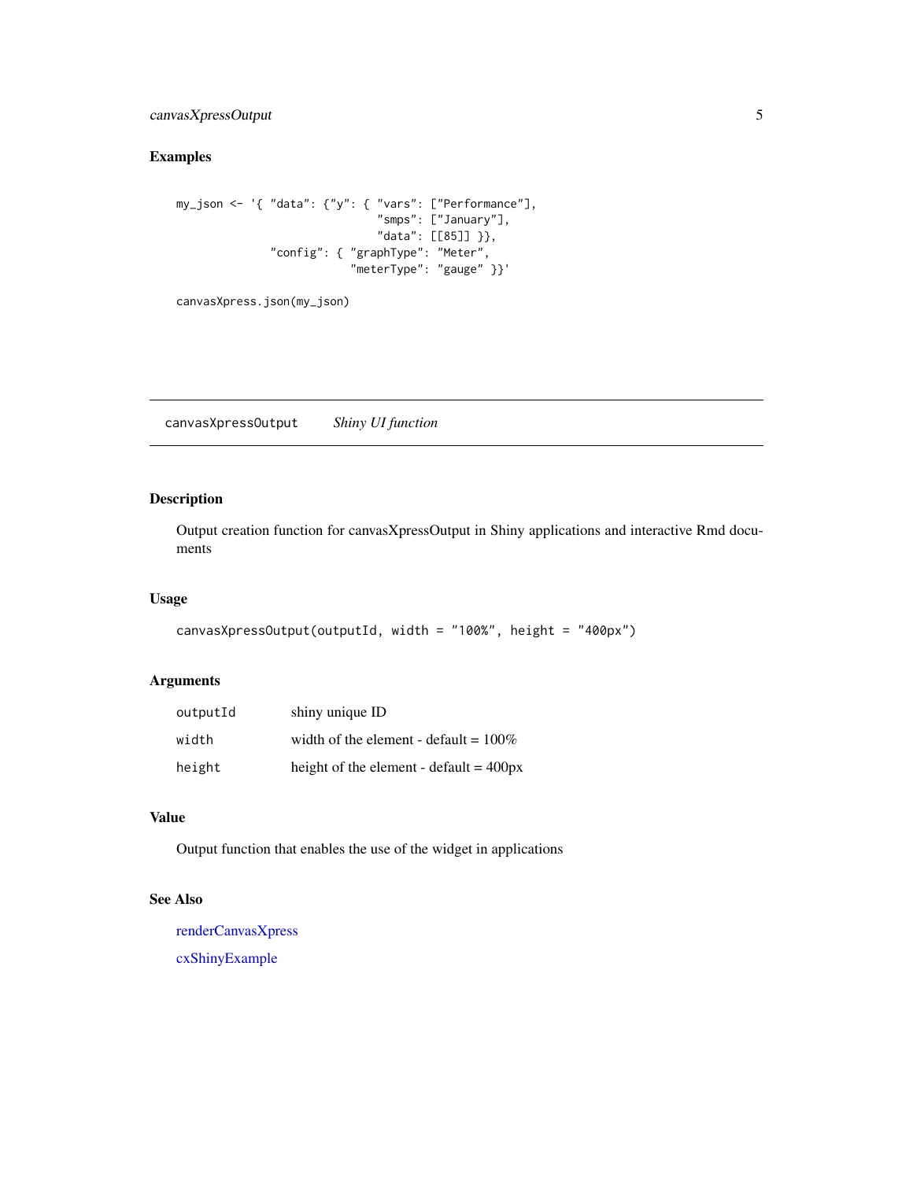## Examples

```
my_json <- '{ "data": {"y": { "vars": ["Performance"],
                              "smps": ["January"],
                              "data": [[85]] }},
              "config": { "graphType": "Meter",
                          "meterType": "gauge" }}'

canvasXpress.json(my_json)
```

---

# canvasXpressOutput    *Shiny UI function*

---

## Description

Output creation function for canvasXpressOutput in Shiny applications and interactive Rmd documents

## Usage

```
canvasXpressOutput(outputId, width = "100%", height = "400px")
```

## Arguments

| | |
|---|---|
| `outputId` | shiny unique ID |
| `width` | width of the element - default = 100% |
| `height` | height of the element - default = 400px |

## Value

Output function that enables the use of the widget in applications

## See Also

renderCanvasXpress

cxShinyExample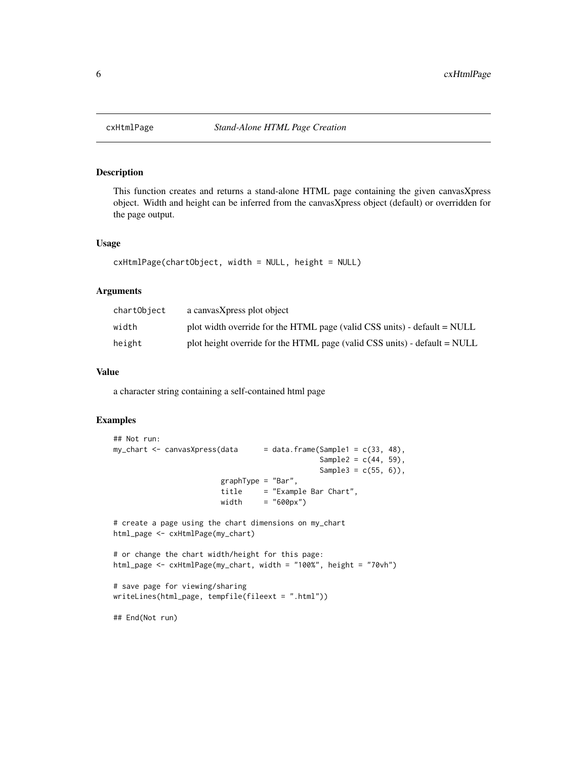## cxHtmlPage — *Stand-Alone HTML Page Creation*

### Description

This function creates and returns a stand-alone HTML page containing the given canvasXpress object. Width and height can be inferred from the canvasXpress object (default) or overridden for the page output.

### Usage

```
cxHtmlPage(chartObject, width = NULL, height = NULL)
```

### Arguments

| | |
|---|---|
| chartObject | a canvasXpress plot object |
| width | plot width override for the HTML page (valid CSS units) - default = NULL |
| height | plot height override for the HTML page (valid CSS units) - default = NULL |

### Value

a character string containing a self-contained html page

### Examples

```
## Not run:
my_chart <- canvasXpress(data      = data.frame(Sample1 = c(33, 48),
                                                Sample2 = c(44, 59),
                                                Sample3 = c(55, 6)),
                         graphType = "Bar",
                         title     = "Example Bar Chart",
                         width     = "600px")

# create a page using the chart dimensions on my_chart
html_page <- cxHtmlPage(my_chart)

# or change the chart width/height for this page:
html_page <- cxHtmlPage(my_chart, width = "100%", height = "70vh")

# save page for viewing/sharing
writeLines(html_page, tempfile(fileext = ".html"))

## End(Not run)
```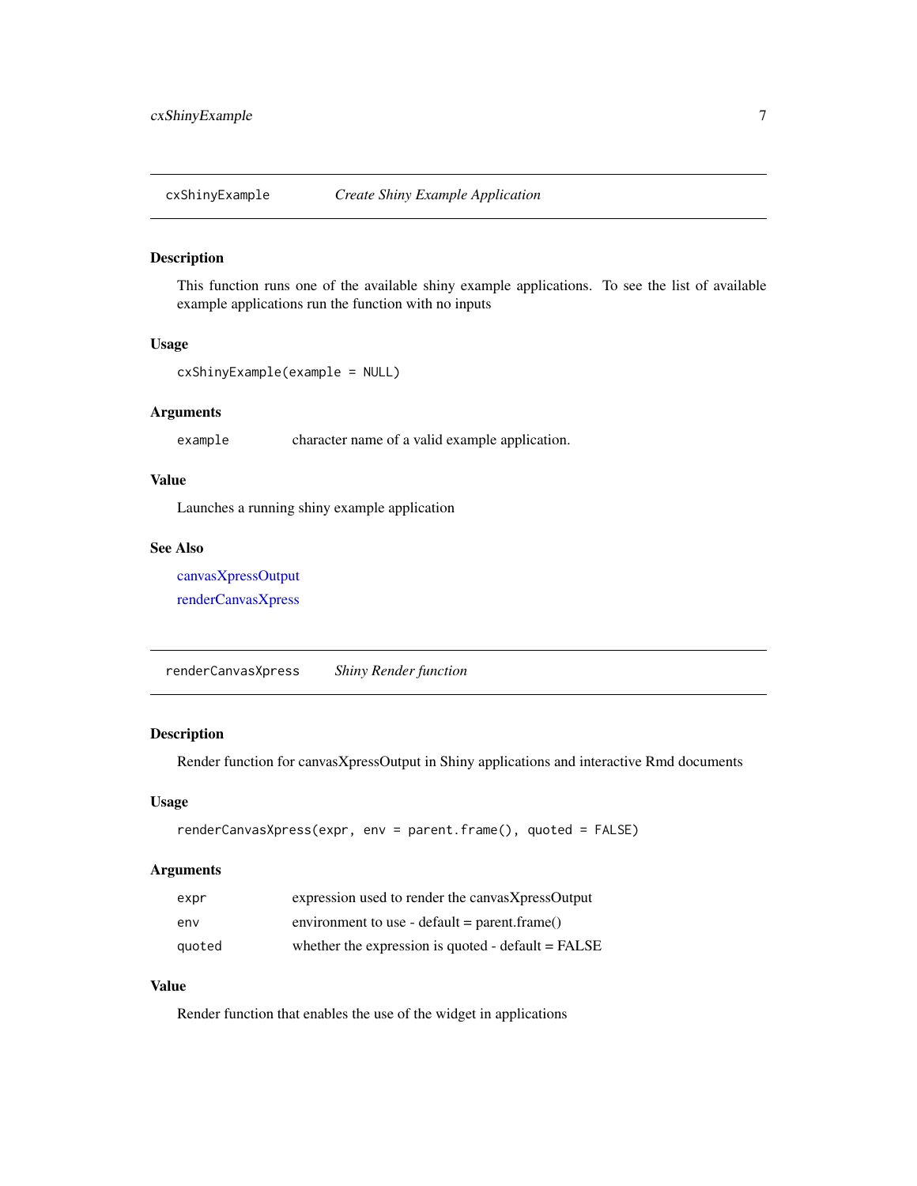## cxShinyExample — *Create Shiny Example Application*

### Description

This function runs one of the available shiny example applications. To see the list of available example applications run the function with no inputs

### Usage

```
cxShinyExample(example = NULL)
```

### Arguments

| | |
|---|---|
| `example` | character name of a valid example application. |

### Value

Launches a running shiny example application

### See Also

canvasXpressOutput

renderCanvasXpress

## renderCanvasXpress — *Shiny Render function*

### Description

Render function for canvasXpressOutput in Shiny applications and interactive Rmd documents

### Usage

```
renderCanvasXpress(expr, env = parent.frame(), quoted = FALSE)
```

### Arguments

| | |
|---|---|
| `expr` | expression used to render the canvasXpressOutput |
| `env` | environment to use - default = parent.frame() |
| `quoted` | whether the expression is quoted - default = FALSE |

### Value

Render function that enables the use of the widget in applications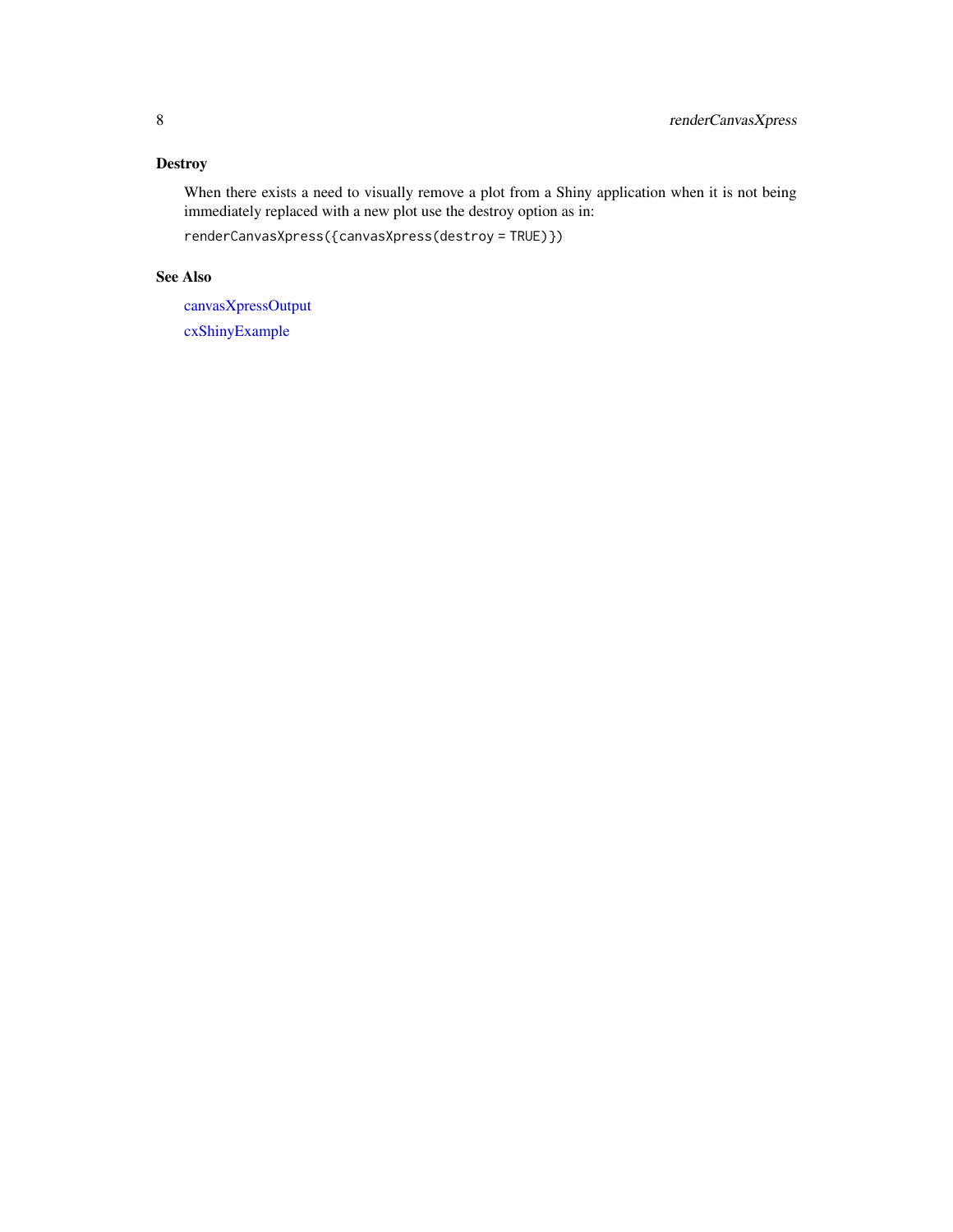## Destroy

When there exists a need to visually remove a plot from a Shiny application when it is not being immediately replaced with a new plot use the destroy option as in:

```
renderCanvasXpress({canvasXpress(destroy = TRUE)})
```

## See Also

canvasXpressOutput

cxShinyExample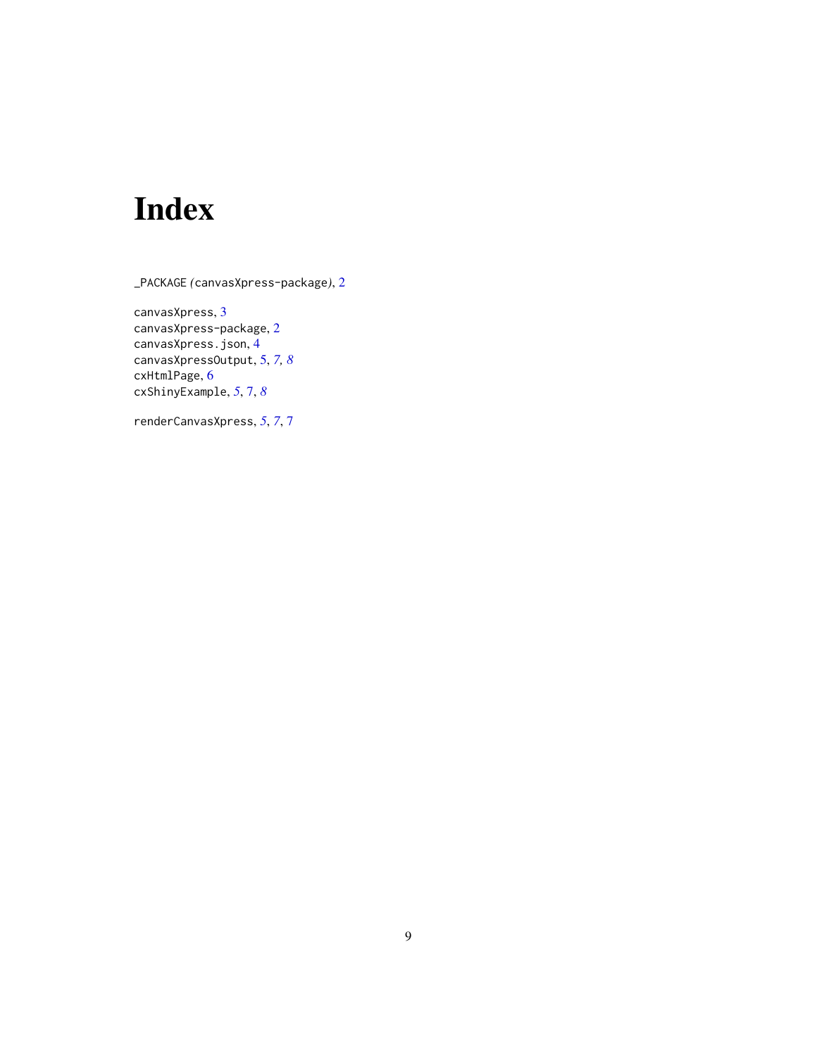# Index

_PACKAGE (canvasXpress-package), 2

canvasXpress, 3
canvasXpress-package, 2
canvasXpress.json, 4
canvasXpressOutput, 5, *7, 8*
cxHtmlPage, 6
cxShinyExample, *5*, 7, *8*

renderCanvasXpress, *5*, *7*, 7